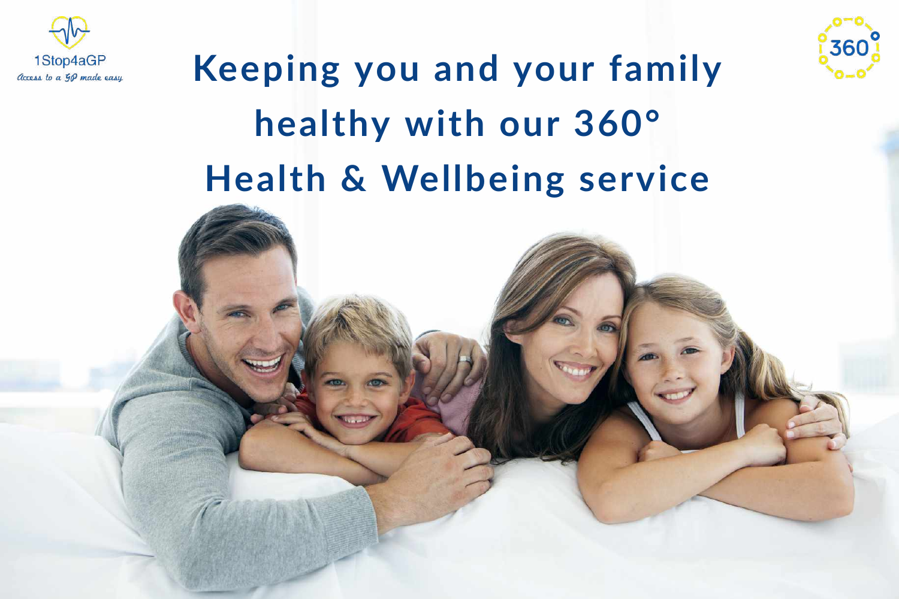1Stop4aGP

*Access to a GP made easy*

# Keeping you and your family healthy with our 360° Health & Wellbeing service

360°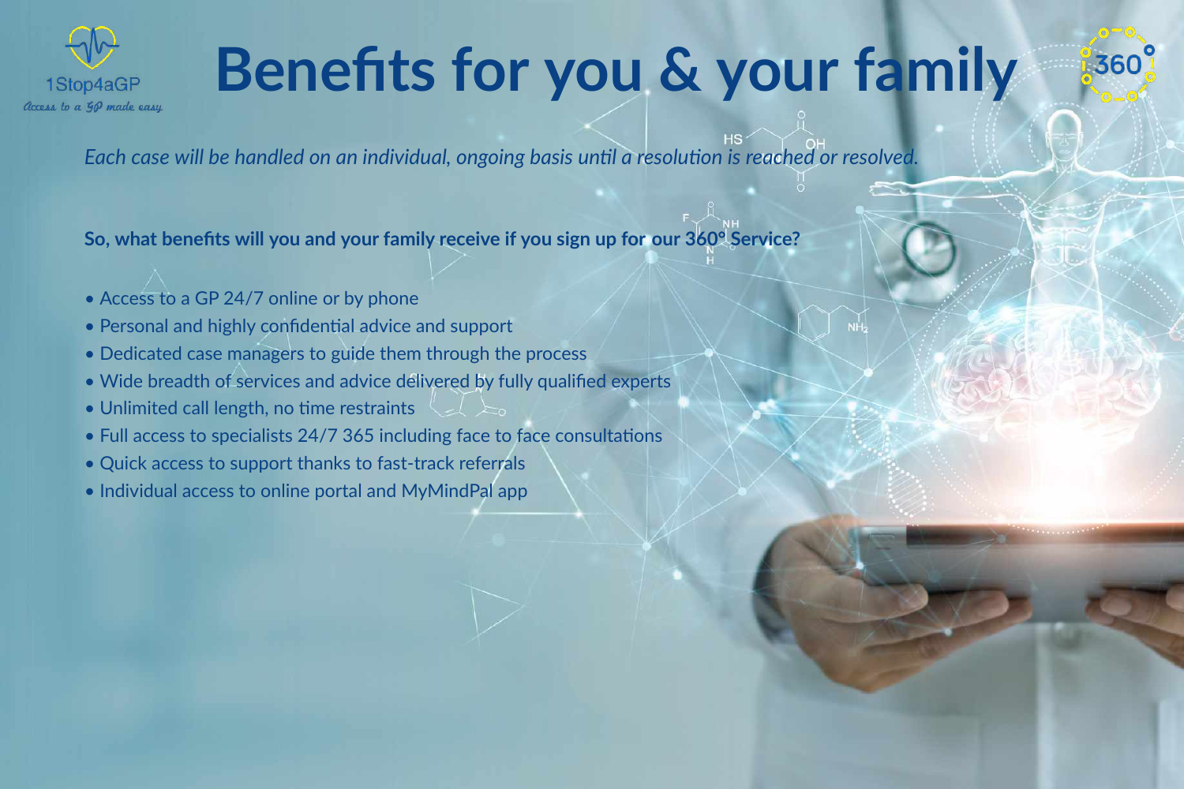1Stop4aGP

*Access to a GP made easy*

# Benefits for you & your family

*Each case will be handled on an individual, ongoing basis until a resolution is reached or resolved.*

**So, what benefits will you and your family receive if you sign up for our 360° Service?**

- Access to a GP 24/7 online or by phone
- Personal and highly confidential advice and support
- Dedicated case managers to guide them through the process
- Wide breadth of services and advice delivered by fully qualified experts
- Unlimited call length, no time restraints
- Full access to specialists 24/7 365 including face to face consultations
- Quick access to support thanks to fast-track referrals
- Individual access to online portal and MyMindPal app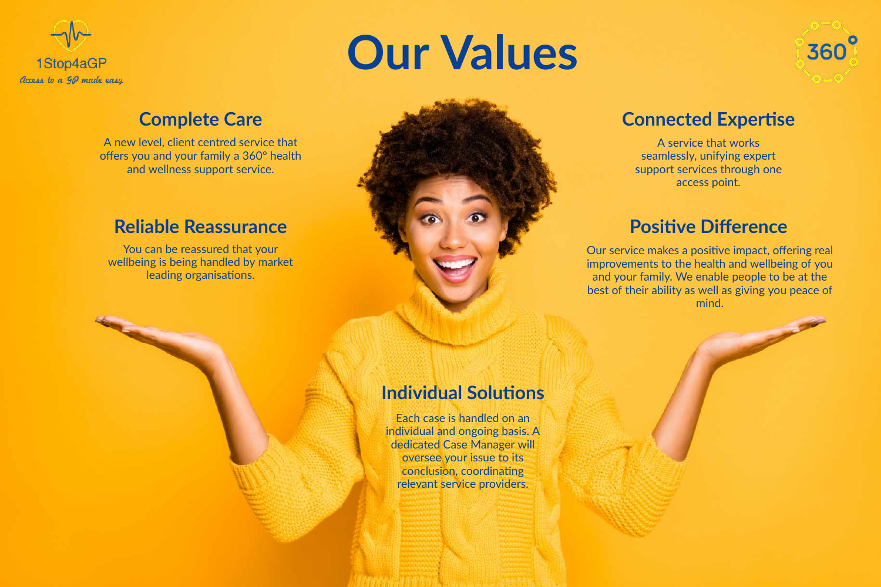1Stop4aGP

*Access to a GP made easy*

# Our Values

## Complete Care

A new level, client centred service that offers you and your family a 360° health and wellness support service.

## Reliable Reassurance

You can be reassured that your wellbeing is being handled by market leading organisations.

## Connected Expertise

A service that works seamlessly, unifying expert support services through one access point.

## Positive Difference

Our service makes a positive impact, offering real improvements to the health and wellbeing of you and your family. We enable people to be at the best of their ability as well as giving you peace of mind.

## Individual Solutions

Each case is handled on an individual and ongoing basis. A dedicated Case Manager will oversee your issue to its conclusion, coordinating relevant service providers.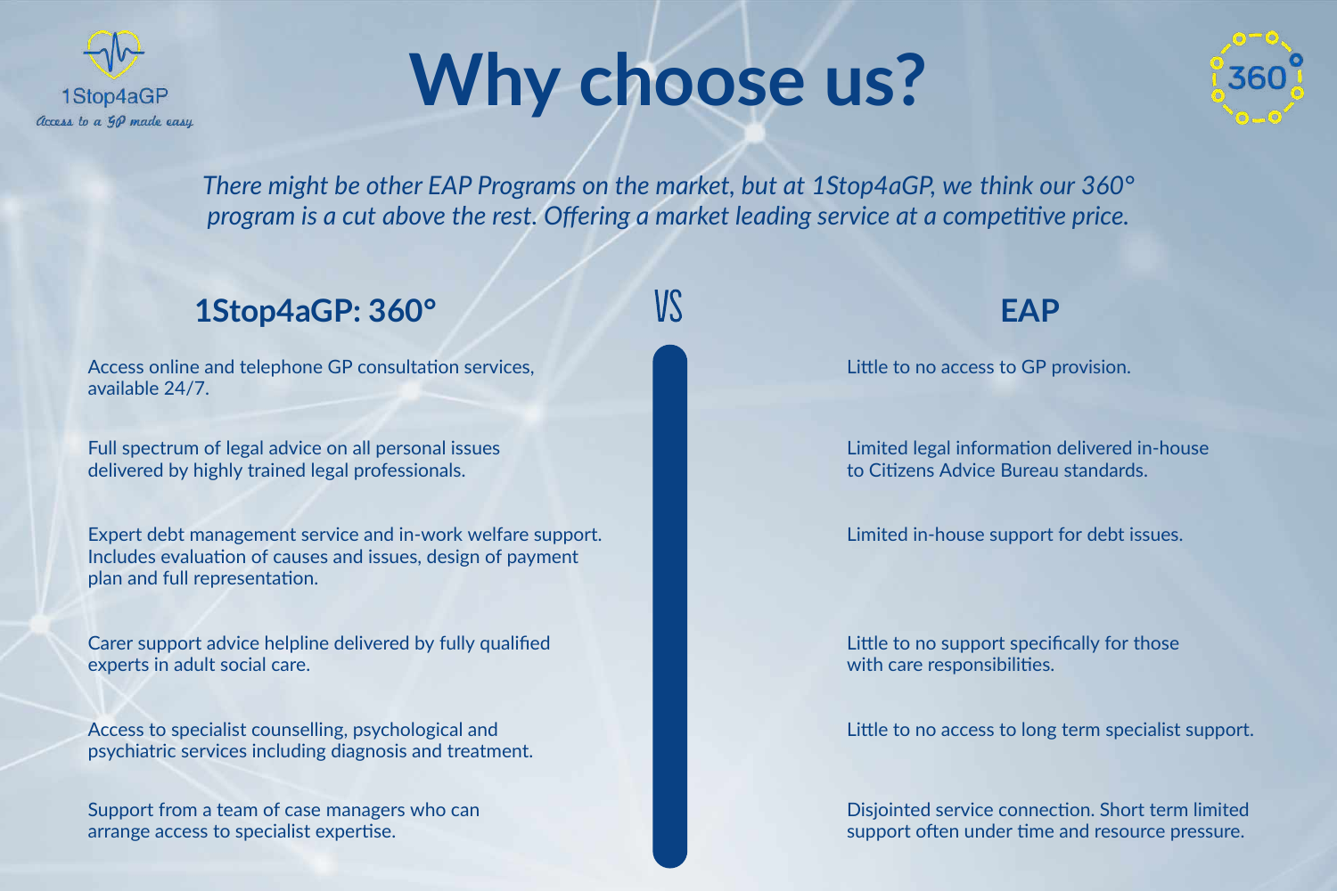1Stop4aGP

*Access to a GP made easy*

# Why choose us?

*There might be other EAP Programs on the market, but at 1Stop4aGP, we think our 360° program is a cut above the rest. Offering a market leading service at a competitive price.*

| 1Stop4aGP: 360° | VS | EAP |
|---|---|---|
| Access online and telephone GP consultation services, available 24/7. | | Little to no access to GP provision. |
| Full spectrum of legal advice on all personal issues delivered by highly trained legal professionals. | | Limited legal information delivered in-house to Citizens Advice Bureau standards. |
| Expert debt management service and in-work welfare support. Includes evaluation of causes and issues, design of payment plan and full representation. | | Limited in-house support for debt issues. |
| Carer support advice helpline delivered by fully qualified experts in adult social care. | | Little to no support specifically for those with care responsibilities. |
| Access to specialist counselling, psychological and psychiatric services including diagnosis and treatment. | | Little to no access to long term specialist support. |
| Support from a team of case managers who can arrange access to specialist expertise. | | Disjointed service connection. Short term limited support often under time and resource pressure. |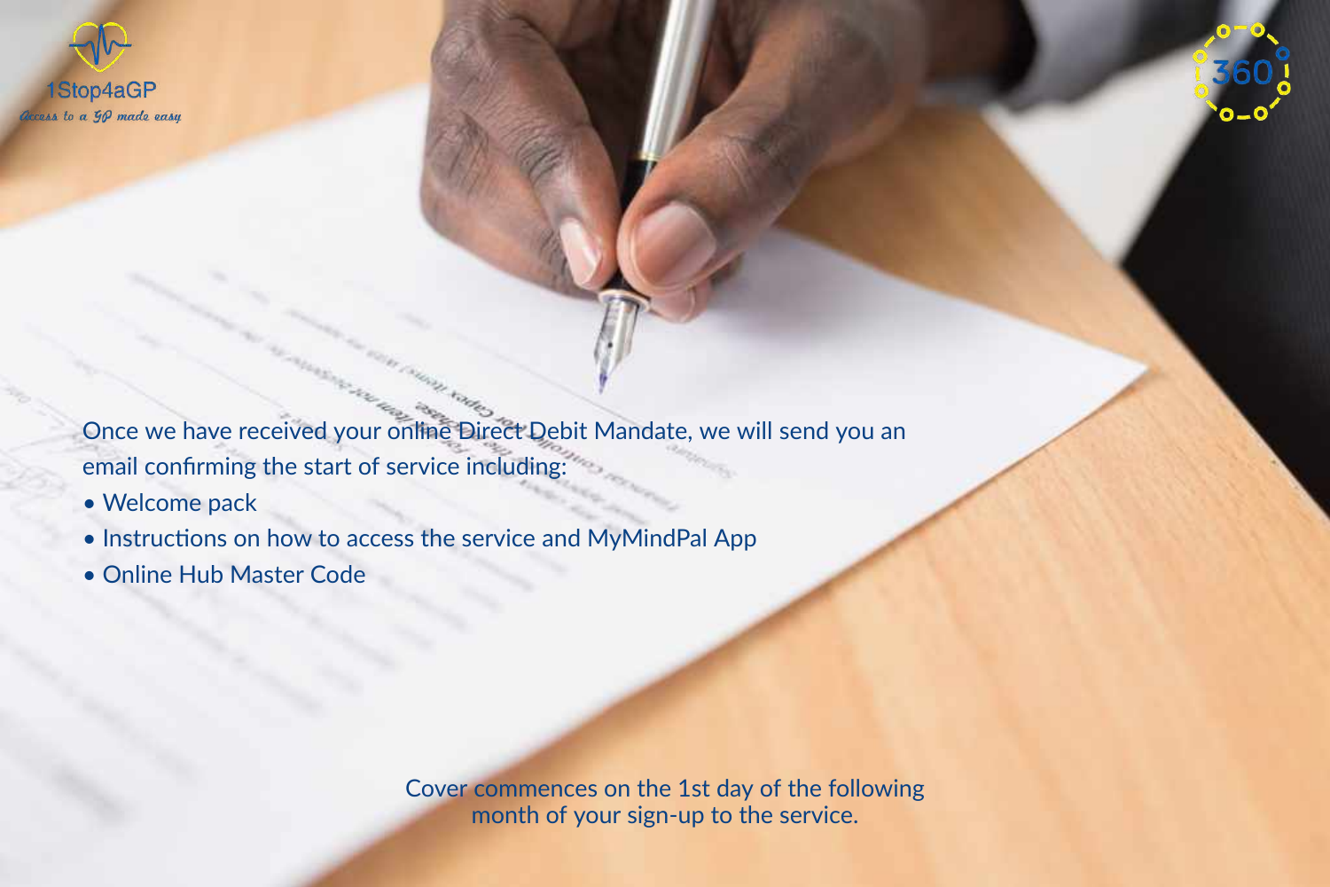Once we have received your online Direct Debit Mandate, we will send you an email confirming the start of service including:

- Welcome pack
- Instructions on how to access the service and MyMindPal App
- Online Hub Master Code

Cover commences on the 1st day of the following month of your sign-up to the service.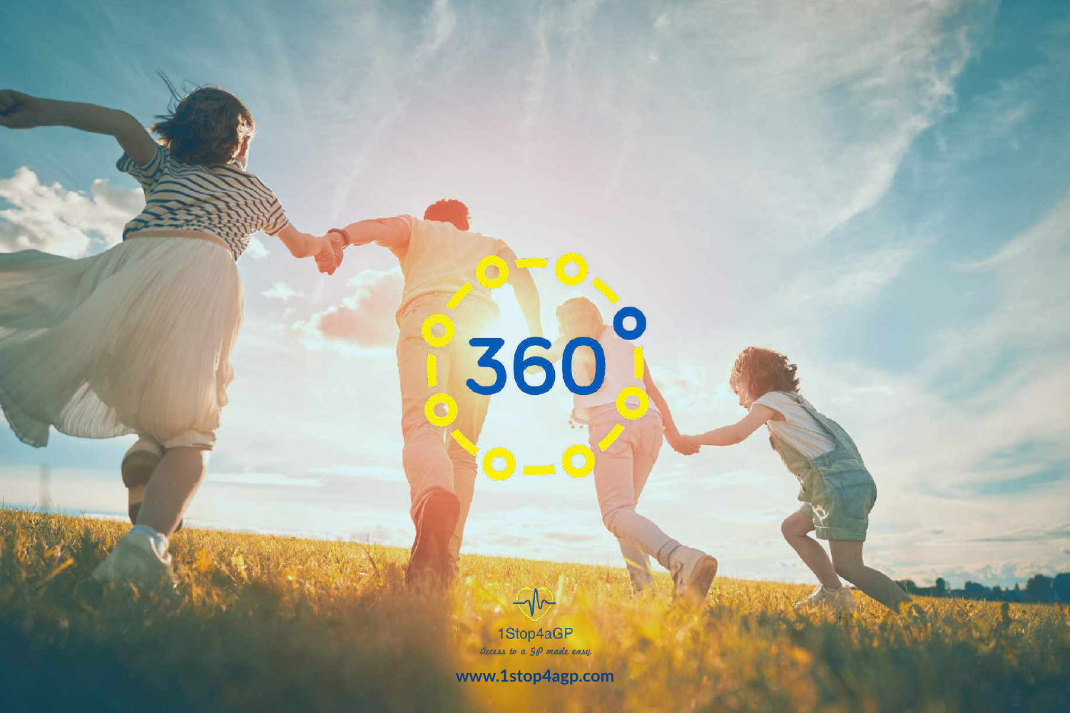360

1Stop4aGP

*Access to a GP made easy*

www.1stop4agp.com